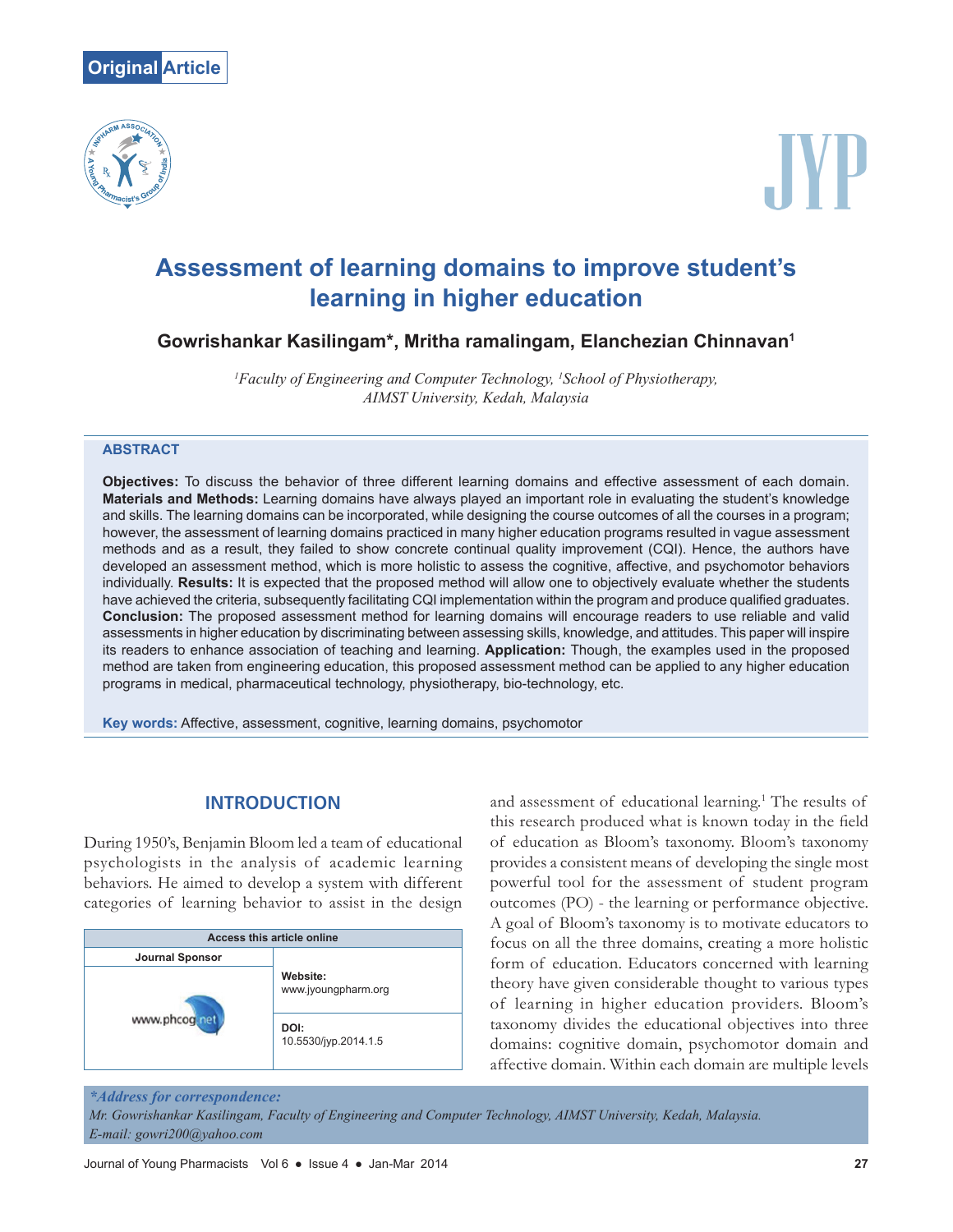Original Article

# Assessment of learning domains to improve student's learning in higher education

**Gowrishankar Kasilingam*, Mritha ramalingam, Elanchezian Chinnavan[1]**

*[1]Faculty of Engineering and Computer Technology, [1]School of Physiotherapy, AIMST University, Kedah, Malaysia*

## ABSTRACT

**Objectives:** To discuss the behavior of three different learning domains and effective assessment of each domain. **Materials and Methods:** Learning domains have always played an important role in evaluating the student's knowledge and skills. The learning domains can be incorporated, while designing the course outcomes of all the courses in a program; however, the assessment of learning domains practiced in many higher education programs resulted in vague assessment methods and as a result, they failed to show concrete continual quality improvement (CQI). Hence, the authors have developed an assessment method, which is more holistic to assess the cognitive, affective, and psychomotor behaviors individually. **Results:** It is expected that the proposed method will allow one to objectively evaluate whether the students have achieved the criteria, subsequently facilitating CQI implementation within the program and produce qualified graduates. **Conclusion:** The proposed assessment method for learning domains will encourage readers to use reliable and valid assessments in higher education by discriminating between assessing skills, knowledge, and attitudes. This paper will inspire its readers to enhance association of teaching and learning. **Application:** Though, the examples used in the proposed method are taken from engineering education, this proposed assessment method can be applied to any higher education programs in medical, pharmaceutical technology, physiotherapy, bio-technology, etc.

**Key words:** Affective, assessment, cognitive, learning domains, psychomotor

## INTRODUCTION

During 1950's, Benjamin Bloom led a team of educational psychologists in the analysis of academic learning behaviors. He aimed to develop a system with different categories of learning behavior to assist in the design and assessment of educational learning.[1] The results of this research produced what is known today in the field of education as Bloom's taxonomy. Bloom's taxonomy provides a consistent means of developing the single most powerful tool for the assessment of student program outcomes (PO) - the learning or performance objective. A goal of Bloom's taxonomy is to motivate educators to focus on all the three domains, creating a more holistic form of education. Educators concerned with learning theory have given considerable thought to various types of learning in higher education providers. Bloom's taxonomy divides the educational objectives into three domains: cognitive domain, psychomotor domain and affective domain. Within each domain are multiple levels

| Access this article online | |
| --- | --- |
| Journal Sponsor | **Website:** www.jyoungpharm.org |
| www.phcog.net | **DOI:** 10.5530/jyp.2014.1.5 |

*\*Address for correspondence:*
*Mr. Gowrishankar Kasilingam, Faculty of Engineering and Computer Technology, AIMST University, Kedah, Malaysia.*
*E-mail: gowri200@yahoo.com*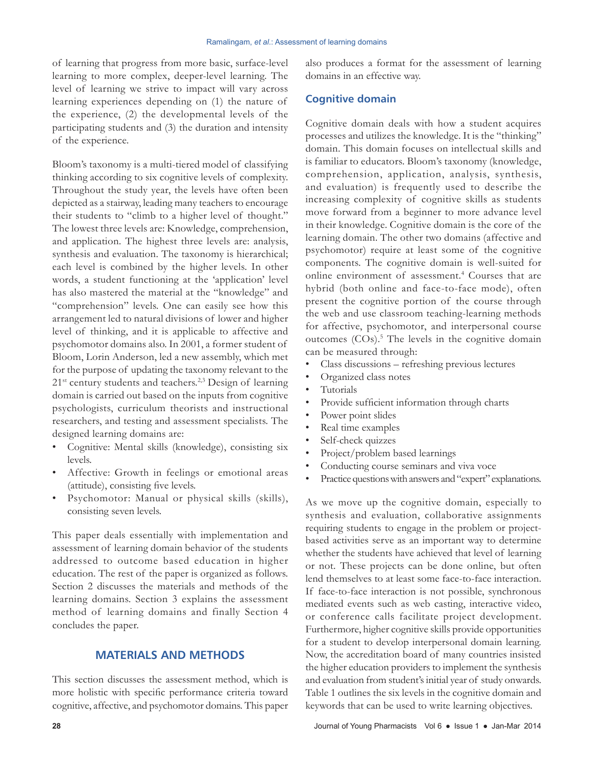of learning that progress from more basic, surface-level learning to more complex, deeper-level learning. The level of learning we strive to impact will vary across learning experiences depending on (1) the nature of the experience, (2) the developmental levels of the participating students and (3) the duration and intensity of the experience.

Bloom's taxonomy is a multi-tiered model of classifying thinking according to six cognitive levels of complexity. Throughout the study year, the levels have often been depicted as a stairway, leading many teachers to encourage their students to "climb to a higher level of thought." The lowest three levels are: Knowledge, comprehension, and application. The highest three levels are: analysis, synthesis and evaluation. The taxonomy is hierarchical; each level is combined by the higher levels. In other words, a student functioning at the 'application' level has also mastered the material at the "knowledge" and "comprehension" levels. One can easily see how this arrangement led to natural divisions of lower and higher level of thinking, and it is applicable to affective and psychomotor domains also. In 2001, a former student of Bloom, Lorin Anderson, led a new assembly, which met for the purpose of updating the taxonomy relevant to the 21st century students and teachers.[2,3] Design of learning domain is carried out based on the inputs from cognitive psychologists, curriculum theorists and instructional researchers, and testing and assessment specialists. The designed learning domains are:

- Cognitive: Mental skills (knowledge), consisting six levels.
- Affective: Growth in feelings or emotional areas (attitude), consisting five levels.
- Psychomotor: Manual or physical skills (skills), consisting seven levels.

This paper deals essentially with implementation and assessment of learning domain behavior of the students addressed to outcome based education in higher education. The rest of the paper is organized as follows. Section 2 discusses the materials and methods of the learning domains. Section 3 explains the assessment method of learning domains and finally Section 4 concludes the paper.

## MATERIALS AND METHODS

This section discusses the assessment method, which is more holistic with specific performance criteria toward cognitive, affective, and psychomotor domains. This paper also produces a format for the assessment of learning domains in an effective way.

### Cognitive domain

Cognitive domain deals with how a student acquires processes and utilizes the knowledge. It is the "thinking" domain. This domain focuses on intellectual skills and is familiar to educators. Bloom's taxonomy (knowledge, comprehension, application, analysis, synthesis, and evaluation) is frequently used to describe the increasing complexity of cognitive skills as students move forward from a beginner to more advance level in their knowledge. Cognitive domain is the core of the learning domain. The other two domains (affective and psychomotor) require at least some of the cognitive components. The cognitive domain is well-suited for online environment of assessment.[4] Courses that are hybrid (both online and face-to-face mode), often present the cognitive portion of the course through the web and use classroom teaching-learning methods for affective, psychomotor, and interpersonal course outcomes (COs).[5] The levels in the cognitive domain can be measured through:

- Class discussions – refreshing previous lectures
- Organized class notes
- Tutorials
- Provide sufficient information through charts
- Power point slides
- Real time examples
- Self-check quizzes
- Project/problem based learnings
- Conducting course seminars and viva voce
- Practice questions with answers and "expert" explanations.

As we move up the cognitive domain, especially to synthesis and evaluation, collaborative assignments requiring students to engage in the problem or project-based activities serve as an important way to determine whether the students have achieved that level of learning or not. These projects can be done online, but often lend themselves to at least some face-to-face interaction. If face-to-face interaction is not possible, synchronous mediated events such as web casting, interactive video, or conference calls facilitate project development. Furthermore, higher cognitive skills provide opportunities for a student to develop interpersonal domain learning. Now, the accreditation board of many countries insisted the higher education providers to implement the synthesis and evaluation from student's initial year of study onwards. Table 1 outlines the six levels in the cognitive domain and keywords that can be used to write learning objectives.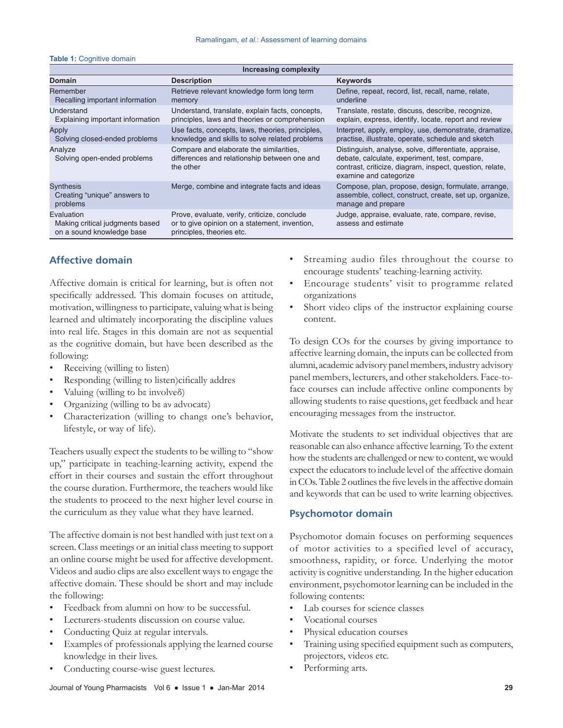**Table 1:** Cognitive domain

| Increasing complexity | | |
|---|---|---|
| **Domain** | **Description** | **Keywords** |
| Remember<br>Recalling important information | Retrieve relevant knowledge form long term memory | Define, repeat, record, list, recall, name, relate, underline |
| Understand<br>Explaining important information | Understand, translate, explain facts, concepts, principles, laws and theories or comprehension | Translate, restate, discuss, describe, recognize, explain, express, identify, locate, report and review |
| Apply<br>Solving closed-ended problems | Use facts, concepts, laws, theories, principles, knowledge and skills to solve related problems | Interpret, apply, employ, use, demonstrate, dramatize, practise, illustrate, operate, schedule and sketch |
| Analyze<br>Solving open-ended problems | Compare and elaborate the similarities, differences and relationship between one and the other | Distinguish, analyse, solve, differentiate, appraise, debate, calculate, experiment, test, compare, contrast, criticize, diagram, inspect, question, relate, examine and categorize |
| Synthesis<br>Creating "unique" answers to problems | Merge, combine and integrate facts and ideas | Compose, plan, propose, design, formulate, arrange, assemble, collect, construct, create, set up, organize, manage and prepare |
| Evaluation<br>Making critical judgments based on a sound knowledge base | Prove, evaluate, verify, criticize, conclude or to give opinion on a statement, invention, principles, theories etc. | Judge, appraise, evaluate, rate, compare, revise, assess and estimate |

## Affective domain

Affective domain is critical for learning, but is often not specifically addressed. This domain focuses on attitude, motivation, willingness to participate, valuing what is being learned and ultimately incorporating the discipline values into real life. Stages in this domain are not as sequential as the cognitive domain, but have been described as the following:

- Receiving (willing to listen)
- Responding (willing to listen)cifically addres
- Valuing (willing to bε involveδ)
- Organizing (willing to bε av advocatε)
- Characterization (willing to changε one's behavior, lifestyle, or way of life).

Teachers usually expect the students to be willing to "show up," participate in teaching-learning activity, expend the effort in their courses and sustain the effort throughout the course duration. Furthermore, the teachers would like the students to proceed to the next higher level course in the curriculum as they value what they have learned.

The affective domain is not best handled with just text on a screen. Class meetings or an initial class meeting to support an online course might be used for affective development. Videos and audio clips are also excellent ways to engage the affective domain. These should be short and may include the following:

- Feedback from alumni on how to be successful.
- Lecturers-students discussion on course value.
- Conducting Quiz at regular intervals.
- Examples of professionals applying the learned course knowledge in their lives.
- Conducting course-wise guest lectures.
- Streaming audio files throughout the course to encourage students' teaching-learning activity.
- Encourage students' visit to programme related organizations
- Short video clips of the instructor explaining course content.

To design COs for the courses by giving importance to affective learning domain, the inputs can be collected from alumni, academic advisory panel members, industry advisory panel members, lecturers, and other stakeholders. Face-to-face courses can include affective online components by allowing students to raise questions, get feedback and hear encouraging messages from the instructor.

Motivate the students to set individual objectives that are reasonable can also enhance affective learning. To the extent how the students are challenged or new to content, we would expect the educators to include level of the affective domain in COs. Table 2 outlines the five levels in the affective domain and keywords that can be used to write learning objectives.

## Psychomotor domain

Psychomotor domain focuses on performing sequences of motor activities to a specified level of accuracy, smoothness, rapidity, or force. Underlying the motor activity is cognitive understanding. In the higher education environment, psychomotor learning can be included in the following contents:

- Lab courses for science classes
- Vocational courses
- Physical education courses
- Training using specified equipment such as computers, projectors, videos etc.
- Performing arts.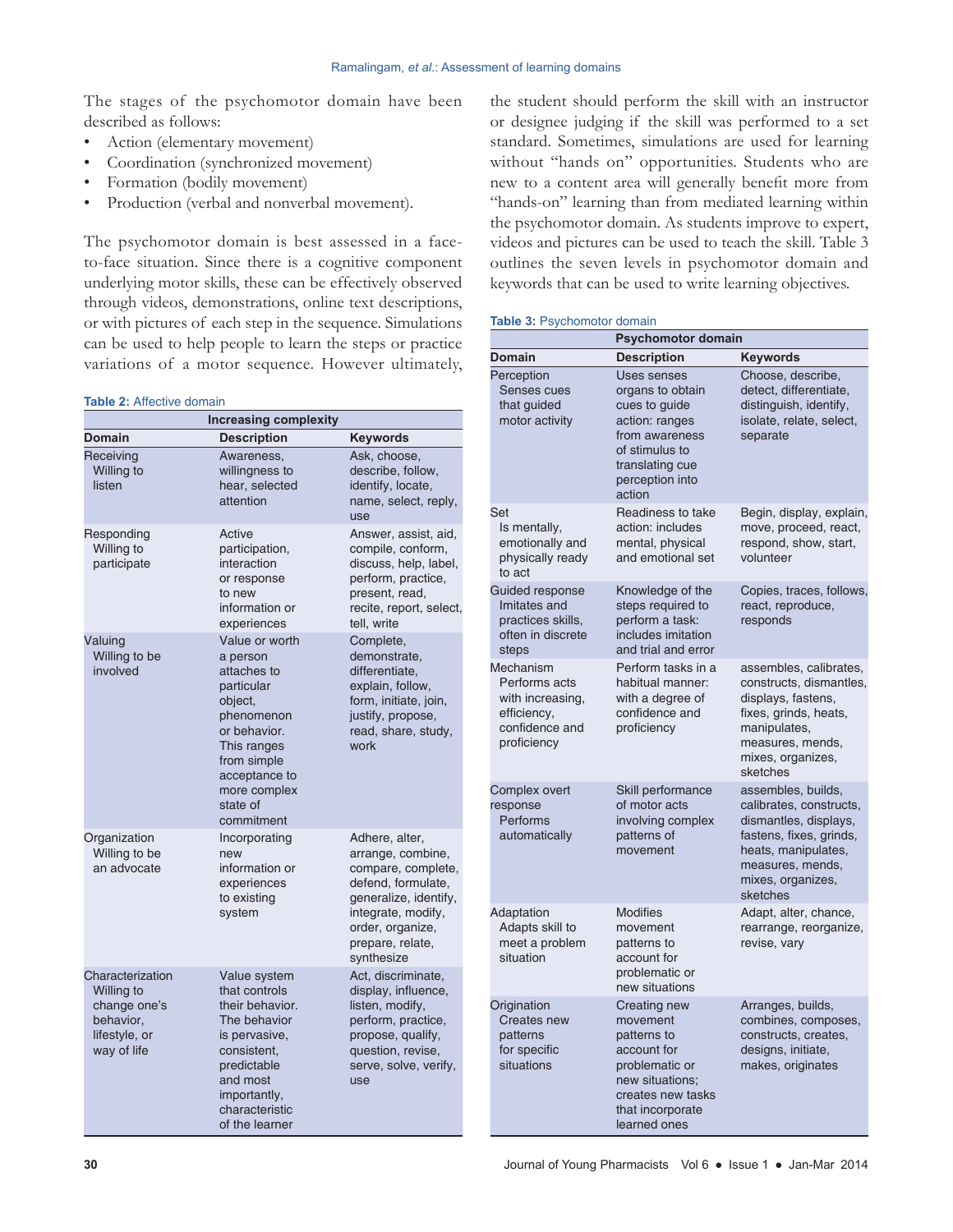The stages of the psychomotor domain have been described as follows:

- Action (elementary movement)
- Coordination (synchronized movement)
- Formation (bodily movement)
- Production (verbal and nonverbal movement).

The psychomotor domain is best assessed in a face-to-face situation. Since there is a cognitive component underlying motor skills, these can be effectively observed through videos, demonstrations, online text descriptions, or with pictures of each step in the sequence. Simulations can be used to help people to learn the steps or practice variations of a motor sequence. However ultimately, the student should perform the skill with an instructor or designee judging if the skill was performed to a set standard. Sometimes, simulations are used for learning without "hands on" opportunities. Students who are new to a content area will generally benefit more from "hands-on" learning than from mediated learning within the psychomotor domain. As students improve to expert, videos and pictures can be used to teach the skill. Table 3 outlines the seven levels in psychomotor domain and keywords that can be used to write learning objectives.

**Table 2:** Affective domain

| Increasing complexity | | |
|---|---|---|
| **Domain** | **Description** | **Keywords** |
| Receiving<br>Willing to listen | Awareness, willingness to hear, selected attention | Ask, choose, describe, follow, identify, locate, name, select, reply, use |
| Responding<br>Willing to participate | Active participation, interaction or response to new information or experiences | Answer, assist, aid, compile, conform, discuss, help, label, perform, practice, present, read, recite, report, select, tell, write |
| Valuing<br>Willing to be involved | Value or worth a person attaches to particular object, phenomenon or behavior. This ranges from simple acceptance to more complex state of commitment | Complete, demonstrate, differentiate, explain, follow, form, initiate, join, justify, propose, read, share, study, work |
| Organization<br>Willing to be an advocate | Incorporating new information or experiences to existing system | Adhere, alter, arrange, combine, compare, complete, defend, formulate, generalize, identify, integrate, modify, order, organize, prepare, relate, synthesize |
| Characterization<br>Willing to change one's behavior, lifestyle, or way of life | Value system that controls their behavior. The behavior is pervasive, consistent, predictable and most importantly, characteristic of the learner | Act, discriminate, display, influence, listen, modify, perform, practice, propose, qualify, question, revise, serve, solve, verify, use |

**Table 3:** Psychomotor domain

| Psychomotor domain | | |
|---|---|---|
| **Domain** | **Description** | **Keywords** |
| Perception<br>Senses cues that guided motor activity | Uses senses organs to obtain cues to guide action: ranges from awareness of stimulus to translating cue perception into action | Choose, describe, detect, differentiate, distinguish, identify, isolate, relate, select, separate |
| Set<br>Is mentally, emotionally and physically ready to act | Readiness to take action: includes mental, physical and emotional set | Begin, display, explain, move, proceed, react, respond, show, start, volunteer |
| Guided response<br>Imitates and practices skills, often in discrete steps | Knowledge of the steps required to perform a task: includes imitation and trial and error | Copies, traces, follows, react, reproduce, responds |
| Mechanism<br>Performs acts with increasing, efficiency, confidence and proficiency | Perform tasks in a habitual manner: with a degree of confidence and proficiency | assembles, calibrates, constructs, dismantles, displays, fastens, fixes, grinds, heats, manipulates, measures, mends, mixes, organizes, sketches |
| Complex overt response<br>Performs automatically | Skill performance of motor acts involving complex patterns of movement | assembles, builds, calibrates, constructs, dismantles, displays, fastens, fixes, grinds, heats, manipulates, measures, mends, mixes, organizes, sketches |
| Adaptation<br>Adapts skill to meet a problem situation | Modifies movement patterns to account for problematic or new situations | Adapt, alter, chance, rearrange, reorganize, revise, vary |
| Origination<br>Creates new patterns for specific situations | Creating new movement patterns to account for problematic or new situations; creates new tasks that incorporate learned ones | Arranges, builds, combines, composes, constructs, creates, designs, initiate, makes, originates |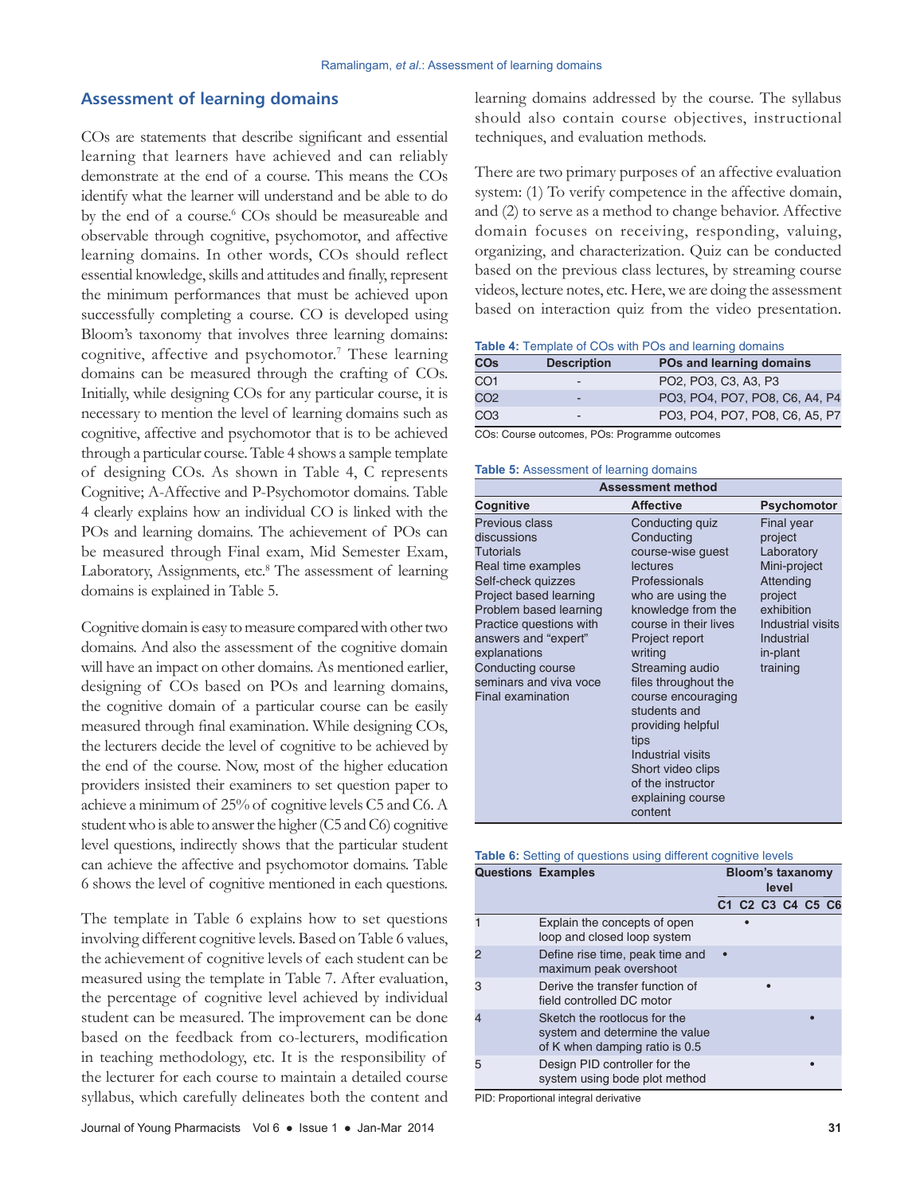## Assessment of learning domains

COs are statements that describe significant and essential learning that learners have achieved and can reliably demonstrate at the end of a course. This means the COs identify what the learner will understand and be able to do by the end of a course.[6] COs should be measureable and observable through cognitive, psychomotor, and affective learning domains. In other words, COs should reflect essential knowledge, skills and attitudes and finally, represent the minimum performances that must be achieved upon successfully completing a course. CO is developed using Bloom's taxonomy that involves three learning domains: cognitive, affective and psychomotor.[7] These learning domains can be measured through the crafting of COs. Initially, while designing COs for any particular course, it is necessary to mention the level of learning domains such as cognitive, affective and psychomotor that is to be achieved through a particular course. Table 4 shows a sample template of designing COs. As shown in Table 4, C represents Cognitive; A-Affective and P-Psychomotor domains. Table 4 clearly explains how an individual CO is linked with the POs and learning domains. The achievement of POs can be measured through Final exam, Mid Semester Exam, Laboratory, Assignments, etc.[8] The assessment of learning domains is explained in Table 5.

Cognitive domain is easy to measure compared with other two domains. And also the assessment of the cognitive domain will have an impact on other domains. As mentioned earlier, designing of COs based on POs and learning domains, the cognitive domain of a particular course can be easily measured through final examination. While designing COs, the lecturers decide the level of cognitive to be achieved by the end of the course. Now, most of the higher education providers insisted their examiners to set question paper to achieve a minimum of 25% of cognitive levels C5 and C6. A student who is able to answer the higher (C5 and C6) cognitive level questions, indirectly shows that the particular student can achieve the affective and psychomotor domains. Table 6 shows the level of cognitive mentioned in each questions.

The template in Table 6 explains how to set questions involving different cognitive levels. Based on Table 6 values, the achievement of cognitive levels of each student can be measured using the template in Table 7. After evaluation, the percentage of cognitive level achieved by individual student can be measured. The improvement can be done based on the feedback from co-lecturers, modification in teaching methodology, etc. It is the responsibility of the lecturer for each course to maintain a detailed course syllabus, which carefully delineates both the content and learning domains addressed by the course. The syllabus should also contain course objectives, instructional techniques, and evaluation methods.

There are two primary purposes of an affective evaluation system: (1) To verify competence in the affective domain, and (2) to serve as a method to change behavior. Affective domain focuses on receiving, responding, valuing, organizing, and characterization. Quiz can be conducted based on the previous class lectures, by streaming course videos, lecture notes, etc. Here, we are doing the assessment based on interaction quiz from the video presentation.

**Table 4:** Template of COs with POs and learning domains

| COs | Description | POs and learning domains |
|---|---|---|
| CO1 | - | PO2, PO3, C3, A3, P3 |
| CO2 | - | PO3, PO4, PO7, PO8, C6, A4, P4 |
| CO3 | - | PO3, PO4, PO7, PO8, C6, A5, P7 |

COs: Course outcomes, POs: Programme outcomes

**Table 5:** Assessment of learning domains

| Assessment method | | |
|---|---|---|
| **Cognitive** | **Affective** | **Psychomotor** |
| Previous class discussions | Conducting quiz | Final year project |
| Tutorials | Conducting course-wise guest lectures | Laboratory |
| Real time examples | Professionals who are using the knowledge from the course in their lives | Mini-project |
| Self-check quizzes | Project report writing | Attending project exhibition |
| Project based learning | Streaming audio files throughout the course encouraging students and providing helpful tips | Industrial visits |
| Problem based learning | Industrial visits | Industrial in-plant training |
| Practice questions with answers and "expert" explanations | Short video clips of the instructor explaining course content | |
| Conducting course seminars and viva voce | | |
| Final examination | | |

**Table 6:** Setting of questions using different cognitive levels

| Questions | Examples | Bloom's taxonomy level | | | | | |
|---|---|---|---|---|---|---|---|
| | | C1 | C2 | C3 | C4 | C5 | C6 |
| 1 | Explain the concepts of open loop and closed loop system | | • | | | | |
| 2 | Define rise time, peak time and maximum peak overshoot | • | | | | | |
| 3 | Derive the transfer function of field controlled DC motor | | | • | | | |
| 4 | Sketch the rootlocus for the system and determine the value of K when damping ratio is 0.5 | | | | | • | |
| 5 | Design PID controller for the system using bode plot method | | | | | • | |

PID: Proportional integral derivative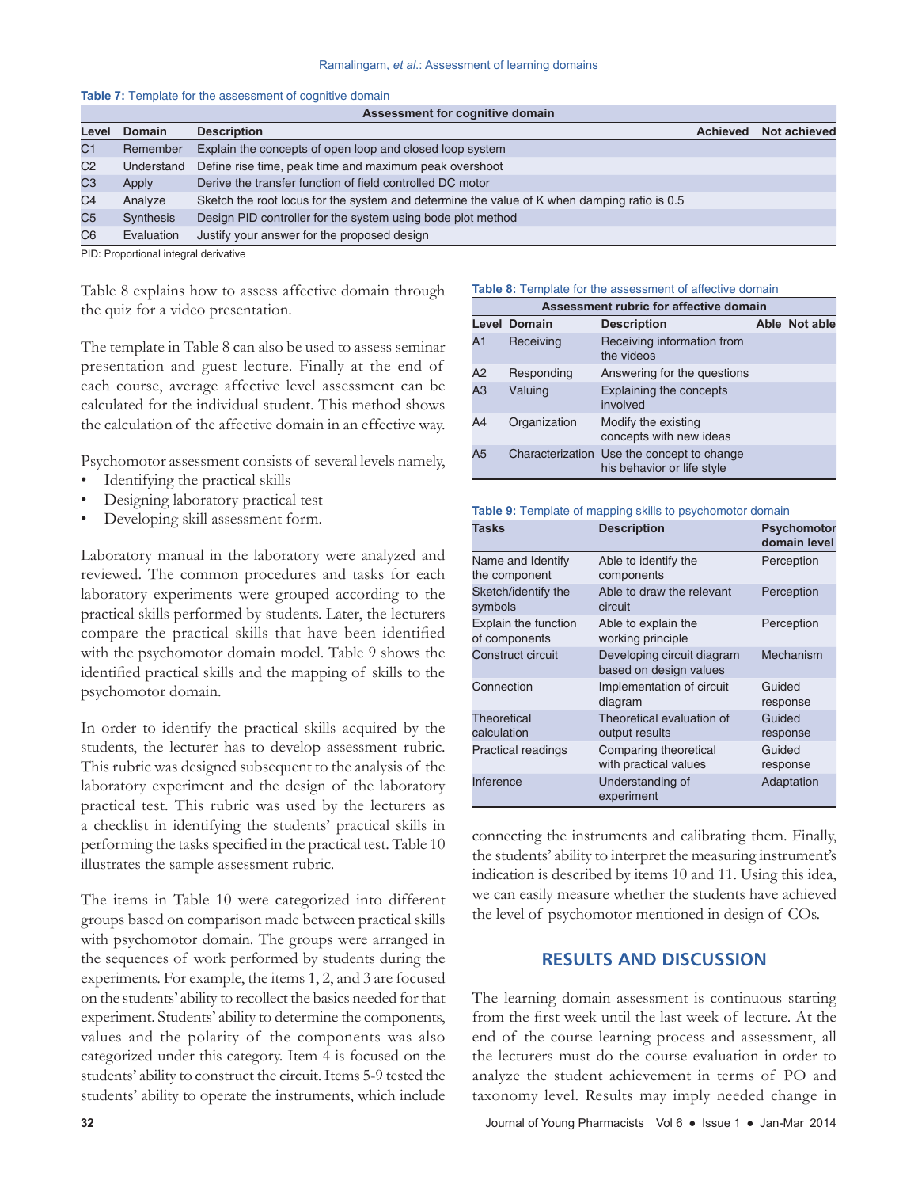**Table 7:** Template for the assessment of cognitive domain

| Assessment for cognitive domain | | | | |
|---|---|---|---|---|
| **Level** | **Domain** | **Description** | **Achieved** | **Not achieved** |
| C1 | Remember | Explain the concepts of open loop and closed loop system | | |
| C2 | Understand | Define rise time, peak time and maximum peak overshoot | | |
| C3 | Apply | Derive the transfer function of field controlled DC motor | | |
| C4 | Analyze | Sketch the root locus for the system and determine the value of K when damping ratio is 0.5 | | |
| C5 | Synthesis | Design PID controller for the system using bode plot method | | |
| C6 | Evaluation | Justify your answer for the proposed design | | |

PID: Proportional integral derivative

Table 8 explains how to assess affective domain through the quiz for a video presentation.

The template in Table 8 can also be used to assess seminar presentation and guest lecture. Finally at the end of each course, average affective level assessment can be calculated for the individual student. This method shows the calculation of the affective domain in an effective way.

Psychomotor assessment consists of several levels namely,

- Identifying the practical skills
- Designing laboratory practical test
- Developing skill assessment form.

Laboratory manual in the laboratory were analyzed and reviewed. The common procedures and tasks for each laboratory experiments were grouped according to the practical skills performed by students. Later, the lecturers compare the practical skills that have been identified with the psychomotor domain model. Table 9 shows the identified practical skills and the mapping of skills to the psychomotor domain.

In order to identify the practical skills acquired by the students, the lecturer has to develop assessment rubric. This rubric was designed subsequent to the analysis of the laboratory experiment and the design of the laboratory practical test. This rubric was used by the lecturers as a checklist in identifying the students' practical skills in performing the tasks specified in the practical test. Table 10 illustrates the sample assessment rubric.

The items in Table 10 were categorized into different groups based on comparison made between practical skills with psychomotor domain. The groups were arranged in the sequences of work performed by students during the experiments. For example, the items 1, 2, and 3 are focused on the students' ability to recollect the basics needed for that experiment. Students' ability to determine the components, values and the polarity of the components was also categorized under this category. Item 4 is focused on the students' ability to construct the circuit. Items 5-9 tested the students' ability to operate the instruments, which include connecting the instruments and calibrating them. Finally, the students' ability to interpret the measuring instrument's indication is described by items 10 and 11. Using this idea, we can easily measure whether the students have achieved the level of psychomotor mentioned in design of COs.

**Table 8:** Template for the assessment of affective domain

| Assessment rubric for affective domain | | | | |
|---|---|---|---|---|
| **Level** | **Domain** | **Description** | **Able** | **Not able** |
| A1 | Receiving | Receiving information from the videos | | |
| A2 | Responding | Answering for the questions | | |
| A3 | Valuing | Explaining the concepts involved | | |
| A4 | Organization | Modify the existing concepts with new ideas | | |
| A5 | Characterization | Use the concept to change his behavior or life style | | |

**Table 9:** Template of mapping skills to psychomotor domain

| Tasks | Description | Psychomotor domain level |
|---|---|---|
| Name and Identify the component | Able to identify the components | Perception |
| Sketch/identify the symbols | Able to draw the relevant circuit | Perception |
| Explain the function of components | Able to explain the working principle | Perception |
| Construct circuit | Developing circuit diagram based on design values | Mechanism |
| Connection | Implementation of circuit diagram | Guided response |
| Theoretical calculation | Theoretical evaluation of output results | Guided response |
| Practical readings | Comparing theoretical with practical values | Guided response |
| Inference | Understanding of experiment | Adaptation |

## RESULTS AND DISCUSSION

The learning domain assessment is continuous starting from the first week until the last week of lecture. At the end of the course learning process and assessment, all the lecturers must do the course evaluation in order to analyze the student achievement in terms of PO and taxonomy level. Results may imply needed change in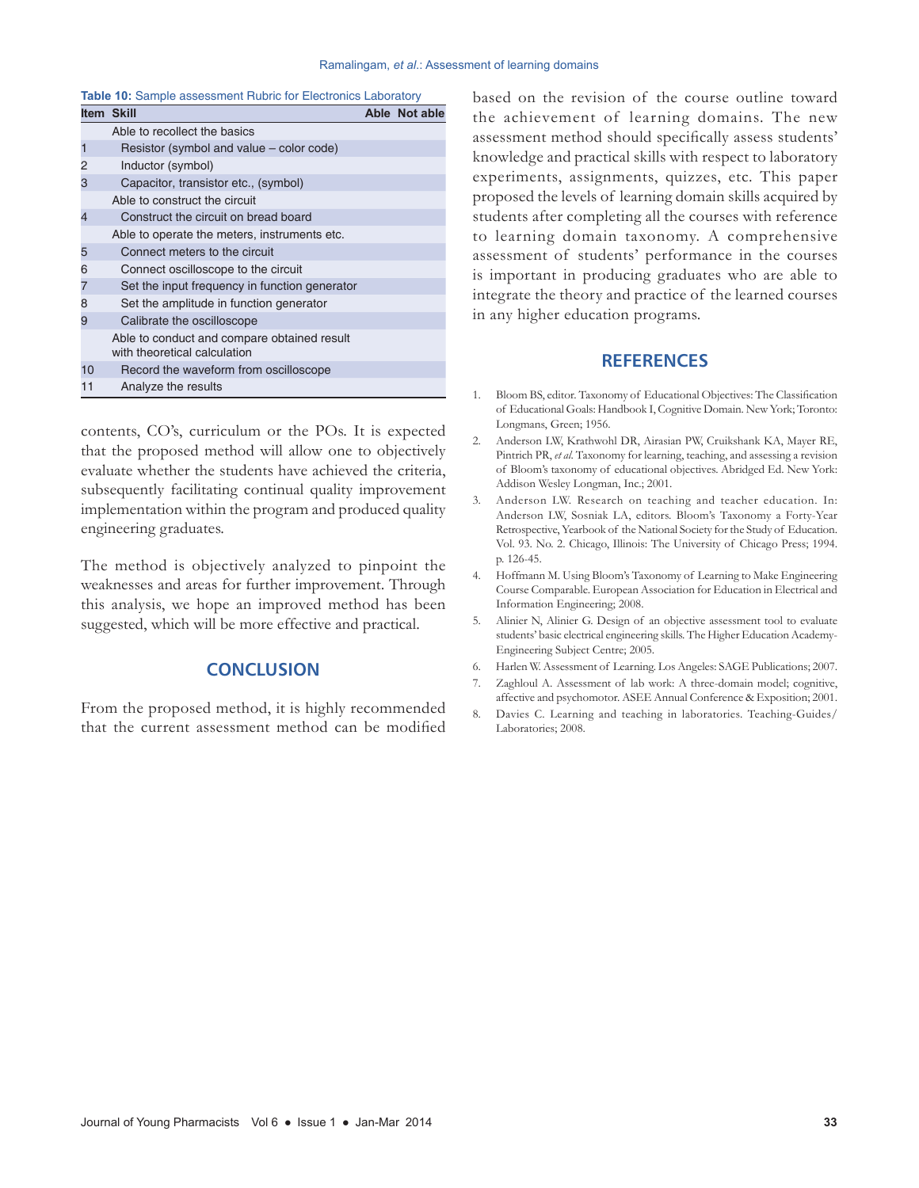**Table 10:** Sample assessment Rubric for Electronics Laboratory

| Item | Skill | Able | Not able |
|---|---|---|---|
| | Able to recollect the basics | | |
| 1 | Resistor (symbol and value – color code) | | |
| 2 | Inductor (symbol) | | |
| 3 | Capacitor, transistor etc., (symbol) | | |
| | Able to construct the circuit | | |
| 4 | Construct the circuit on bread board | | |
| | Able to operate the meters, instruments etc. | | |
| 5 | Connect meters to the circuit | | |
| 6 | Connect oscilloscope to the circuit | | |
| 7 | Set the input frequency in function generator | | |
| 8 | Set the amplitude in function generator | | |
| 9 | Calibrate the oscilloscope | | |
| | Able to conduct and compare obtained result with theoretical calculation | | |
| 10 | Record the waveform from oscilloscope | | |
| 11 | Analyze the results | | |

contents, CO's, curriculum or the POs. It is expected that the proposed method will allow one to objectively evaluate whether the students have achieved the criteria, subsequently facilitating continual quality improvement implementation within the program and produced quality engineering graduates.

The method is objectively analyzed to pinpoint the weaknesses and areas for further improvement. Through this analysis, we hope an improved method has been suggested, which will be more effective and practical.

## CONCLUSION

From the proposed method, it is highly recommended that the current assessment method can be modified based on the revision of the course outline toward the achievement of learning domains. The new assessment method should specifically assess students' knowledge and practical skills with respect to laboratory experiments, assignments, quizzes, etc. This paper proposed the levels of learning domain skills acquired by students after completing all the courses with reference to learning domain taxonomy. A comprehensive assessment of students' performance in the courses is important in producing graduates who are able to integrate the theory and practice of the learned courses in any higher education programs.

## REFERENCES

1. Bloom BS, editor. Taxonomy of Educational Objectives: The Classification of Educational Goals: Handbook I, Cognitive Domain. New York; Toronto: Longmans, Green; 1956.
2. Anderson LW, Krathwohl DR, Airasian PW, Cruikshank KA, Mayer RE, Pintrich PR, *et al.* Taxonomy for learning, teaching, and assessing a revision of Bloom's taxonomy of educational objectives. Abridged Ed. New York: Addison Wesley Longman, Inc.; 2001.
3. Anderson LW. Research on teaching and teacher education. In: Anderson LW, Sosniak LA, editors. Bloom's Taxonomy a Forty-Year Retrospective, Yearbook of the National Society for the Study of Education. Vol. 93. No. 2. Chicago, Illinois: The University of Chicago Press; 1994. p. 126-45.
4. Hoffmann M. Using Bloom's Taxonomy of Learning to Make Engineering Course Comparable. European Association for Education in Electrical and Information Engineering; 2008.
5. Alinier N, Alinier G. Design of an objective assessment tool to evaluate students' basic electrical engineering skills. The Higher Education Academy-Engineering Subject Centre; 2005.
6. Harlen W. Assessment of Learning. Los Angeles: SAGE Publications; 2007.
7. Zaghloul A. Assessment of lab work: A three-domain model; cognitive, affective and psychomotor. ASEE Annual Conference & Exposition; 2001.
8. Davies C. Learning and teaching in laboratories. Teaching-Guides/Laboratories; 2008.